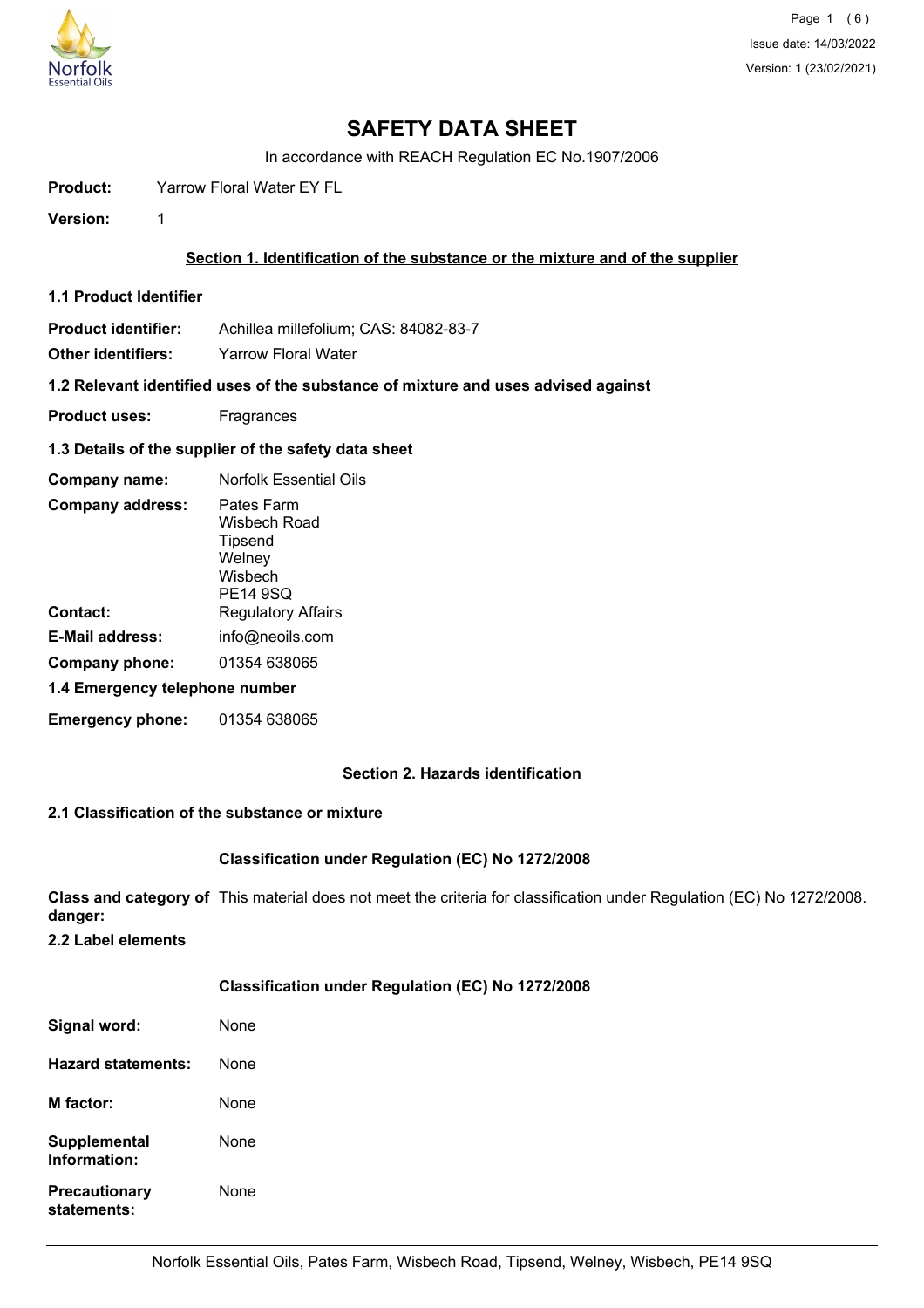# SAFETY DATA SHEET

In accordance with REACH Regulation EC No.1907/2006

**Product:** Yarrow Floral Water EY FL

**Version:** 1

## Section 1. Identification of the substance or the mixture and of the supplier

### 1.1 Product Identifier

**Product identifier:** Achillea millefolium; CAS: 84082-83-7

**Other identifiers:** Yarrow Floral Water

### 1.2 Relevant identified uses of the substance of mixture and uses advised against

**Product uses:** Fragrances

### 1.3 Details of the supplier of the safety data sheet

**Company name:** Norfolk Essential Oils

**Company address:** Pates Farm
Wisbech Road
Tipsend
Welney
Wisbech
PE14 9SQ

**Contact:** Regulatory Affairs

**E-Mail address:** info@neoils.com

**Company phone:** 01354 638065

### 1.4 Emergency telephone number

**Emergency phone:** 01354 638065

## Section 2. Hazards identification

### 2.1 Classification of the substance or mixture

**Classification under Regulation (EC) No 1272/2008**

**Class and category of danger:** This material does not meet the criteria for classification under Regulation (EC) No 1272/2008.

### 2.2 Label elements

**Classification under Regulation (EC) No 1272/2008**

**Signal word:** None

**Hazard statements:** None

**M factor:** None

**Supplemental Information:** None

**Precautionary statements:** None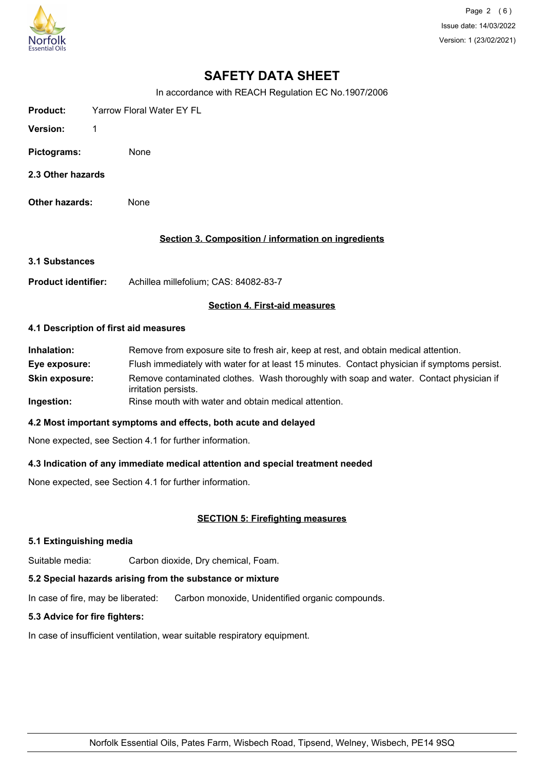# SAFETY DATA SHEET

In accordance with REACH Regulation EC No.1907/2006

**Product:** Yarrow Floral Water EY FL

**Version:** 1

**Pictograms:** None

**2.3 Other hazards**

**Other hazards:** None

## Section 3. Composition / information on ingredients

**3.1 Substances**

**Product identifier:** Achillea millefolium; CAS: 84082-83-7

## Section 4. First-aid measures

**4.1 Description of first aid measures**

**Inhalation:** Remove from exposure site to fresh air, keep at rest, and obtain medical attention.

**Eye exposure:** Flush immediately with water for at least 15 minutes. Contact physician if symptoms persist.

**Skin exposure:** Remove contaminated clothes. Wash thoroughly with soap and water. Contact physician if irritation persists.

**Ingestion:** Rinse mouth with water and obtain medical attention.

**4.2 Most important symptoms and effects, both acute and delayed**

None expected, see Section 4.1 for further information.

**4.3 Indication of any immediate medical attention and special treatment needed**

None expected, see Section 4.1 for further information.

## SECTION 5: Firefighting measures

**5.1 Extinguishing media**

Suitable media: Carbon dioxide, Dry chemical, Foam.

**5.2 Special hazards arising from the substance or mixture**

In case of fire, may be liberated: Carbon monoxide, Unidentified organic compounds.

**5.3 Advice for fire fighters:**

In case of insufficient ventilation, wear suitable respiratory equipment.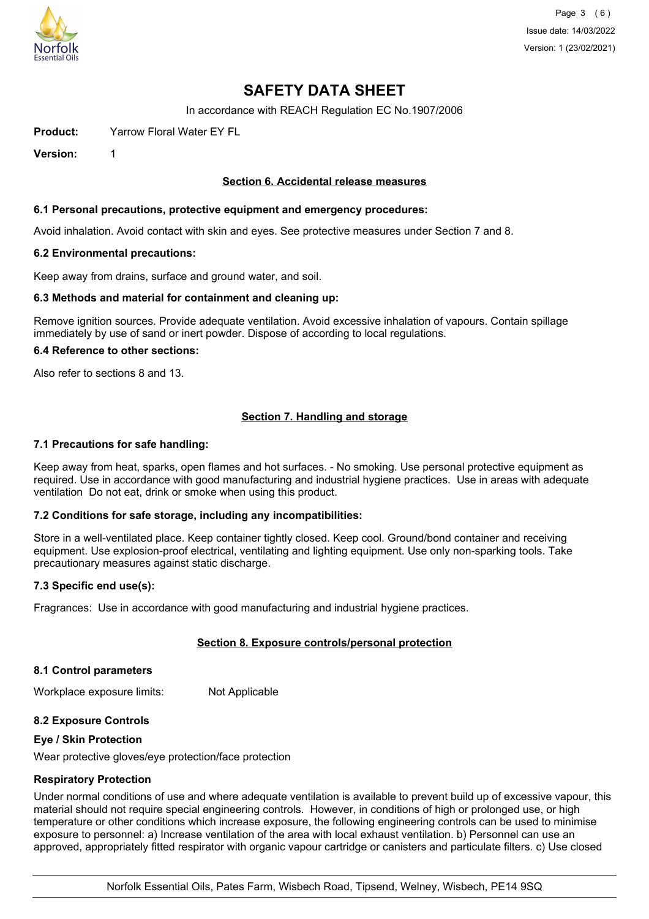# SAFETY DATA SHEET

In accordance with REACH Regulation EC No.1907/2006

**Product:** Yarrow Floral Water EY FL

**Version:** 1

## Section 6. Accidental release measures

### 6.1 Personal precautions, protective equipment and emergency procedures:

Avoid inhalation. Avoid contact with skin and eyes. See protective measures under Section 7 and 8.

### 6.2 Environmental precautions:

Keep away from drains, surface and ground water, and soil.

### 6.3 Methods and material for containment and cleaning up:

Remove ignition sources. Provide adequate ventilation. Avoid excessive inhalation of vapours. Contain spillage immediately by use of sand or inert powder. Dispose of according to local regulations.

### 6.4 Reference to other sections:

Also refer to sections 8 and 13.

## Section 7. Handling and storage

### 7.1 Precautions for safe handling:

Keep away from heat, sparks, open flames and hot surfaces. - No smoking. Use personal protective equipment as required. Use in accordance with good manufacturing and industrial hygiene practices. Use in areas with adequate ventilation Do not eat, drink or smoke when using this product.

### 7.2 Conditions for safe storage, including any incompatibilities:

Store in a well-ventilated place. Keep container tightly closed. Keep cool. Ground/bond container and receiving equipment. Use explosion-proof electrical, ventilating and lighting equipment. Use only non-sparking tools. Take precautionary measures against static discharge.

### 7.3 Specific end use(s):

Fragrances: Use in accordance with good manufacturing and industrial hygiene practices.

## Section 8. Exposure controls/personal protection

### 8.1 Control parameters

Workplace exposure limits: Not Applicable

### 8.2 Exposure Controls

**Eye / Skin Protection**

Wear protective gloves/eye protection/face protection

**Respiratory Protection**

Under normal conditions of use and where adequate ventilation is available to prevent build up of excessive vapour, this material should not require special engineering controls. However, in conditions of high or prolonged use, or high temperature or other conditions which increase exposure, the following engineering controls can be used to minimise exposure to personnel: a) Increase ventilation of the area with local exhaust ventilation. b) Personnel can use an approved, appropriately fitted respirator with organic vapour cartridge or canisters and particulate filters. c) Use closed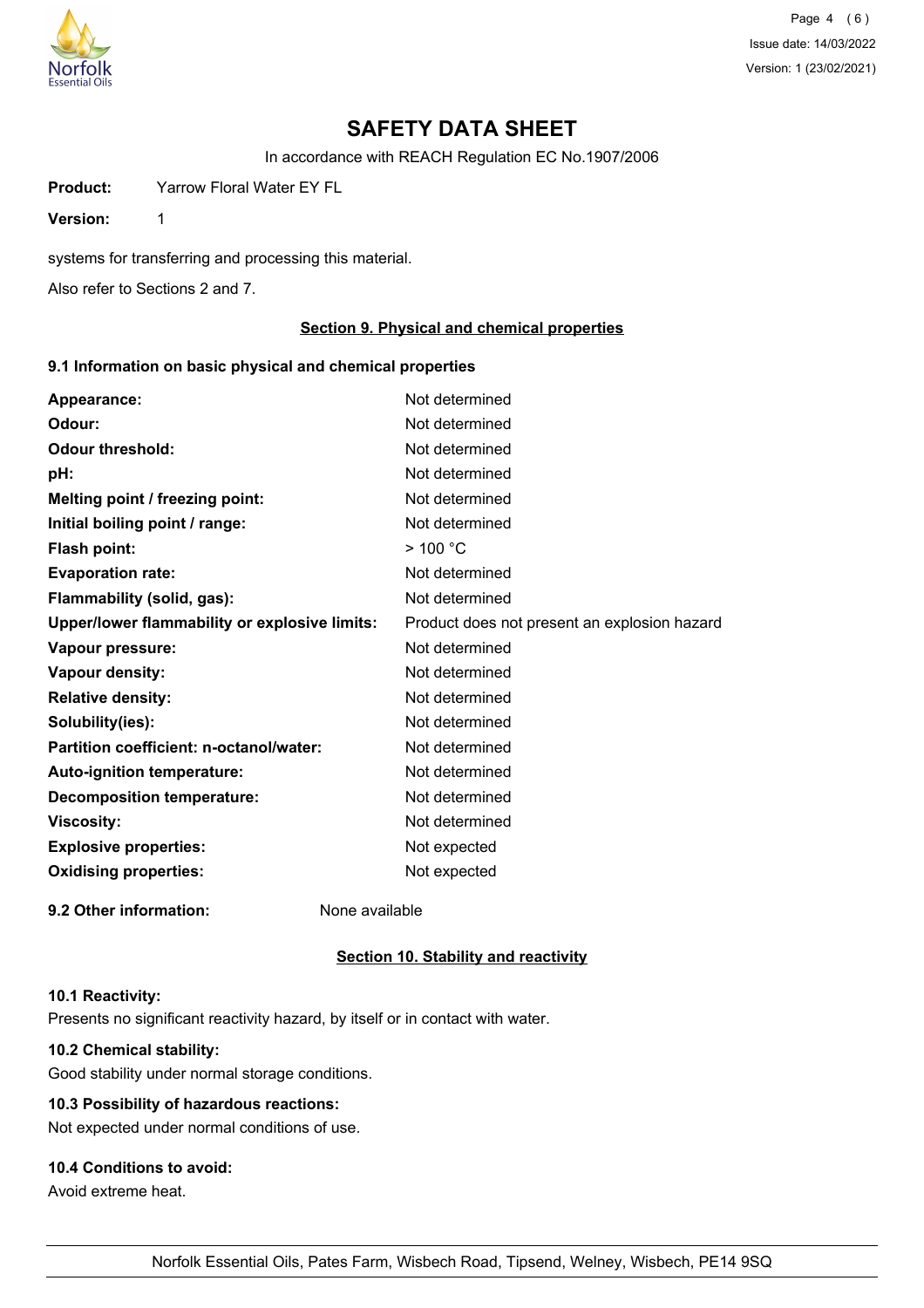# SAFETY DATA SHEET

In accordance with REACH Regulation EC No.1907/2006

**Product:** Yarrow Floral Water EY FL

**Version:** 1

systems for transferring and processing this material.

Also refer to Sections 2 and 7.

## Section 9. Physical and chemical properties

### 9.1 Information on basic physical and chemical properties

| | |
|---|---|
| **Appearance:** | Not determined |
| **Odour:** | Not determined |
| **Odour threshold:** | Not determined |
| **pH:** | Not determined |
| **Melting point / freezing point:** | Not determined |
| **Initial boiling point / range:** | Not determined |
| **Flash point:** | > 100 °C |
| **Evaporation rate:** | Not determined |
| **Flammability (solid, gas):** | Not determined |
| **Upper/lower flammability or explosive limits:** | Product does not present an explosion hazard |
| **Vapour pressure:** | Not determined |
| **Vapour density:** | Not determined |
| **Relative density:** | Not determined |
| **Solubility(ies):** | Not determined |
| **Partition coefficient: n-octanol/water:** | Not determined |
| **Auto-ignition temperature:** | Not determined |
| **Decomposition temperature:** | Not determined |
| **Viscosity:** | Not determined |
| **Explosive properties:** | Not expected |
| **Oxidising properties:** | Not expected |

**9.2 Other information:** None available

## Section 10. Stability and reactivity

**10.1 Reactivity:**
Presents no significant reactivity hazard, by itself or in contact with water.

**10.2 Chemical stability:**
Good stability under normal storage conditions.

**10.3 Possibility of hazardous reactions:**
Not expected under normal conditions of use.

**10.4 Conditions to avoid:**
Avoid extreme heat.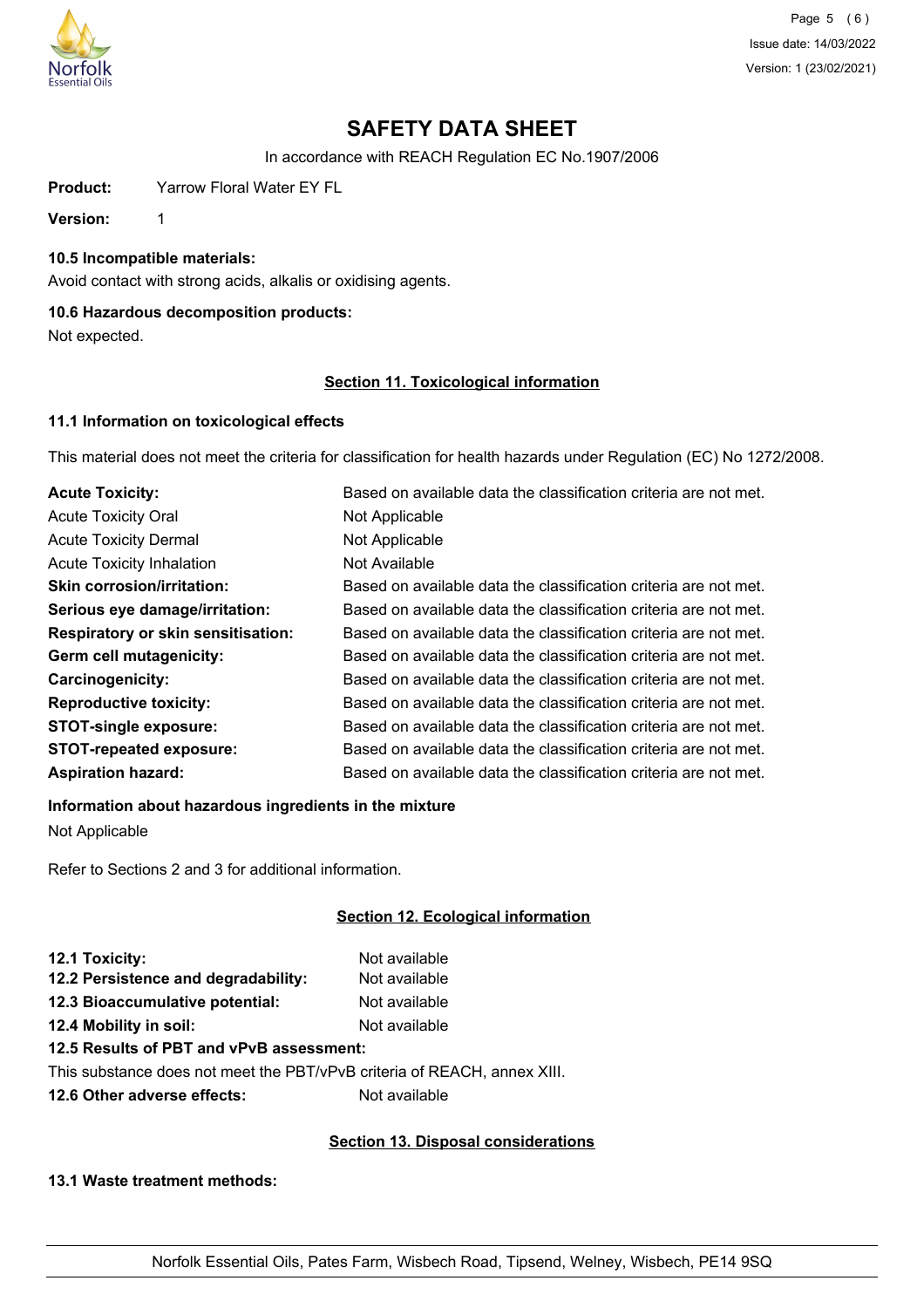# SAFETY DATA SHEET

In accordance with REACH Regulation EC No.1907/2006

**Product:** Yarrow Floral Water EY FL

**Version:** 1

### 10.5 Incompatible materials:

Avoid contact with strong acids, alkalis or oxidising agents.

### 10.6 Hazardous decomposition products:

Not expected.

## Section 11. Toxicological information

### 11.1 Information on toxicological effects

This material does not meet the criteria for classification for health hazards under Regulation (EC) No 1272/2008.

| | |
|---|---|
| **Acute Toxicity:** | Based on available data the classification criteria are not met. |
| Acute Toxicity Oral | Not Applicable |
| Acute Toxicity Dermal | Not Applicable |
| Acute Toxicity Inhalation | Not Available |
| **Skin corrosion/irritation:** | Based on available data the classification criteria are not met. |
| **Serious eye damage/irritation:** | Based on available data the classification criteria are not met. |
| **Respiratory or skin sensitisation:** | Based on available data the classification criteria are not met. |
| **Germ cell mutagenicity:** | Based on available data the classification criteria are not met. |
| **Carcinogenicity:** | Based on available data the classification criteria are not met. |
| **Reproductive toxicity:** | Based on available data the classification criteria are not met. |
| **STOT-single exposure:** | Based on available data the classification criteria are not met. |
| **STOT-repeated exposure:** | Based on available data the classification criteria are not met. |
| **Aspiration hazard:** | Based on available data the classification criteria are not met. |

**Information about hazardous ingredients in the mixture**

Not Applicable

Refer to Sections 2 and 3 for additional information.

## Section 12. Ecological information

| | |
|---|---|
| **12.1 Toxicity:** | Not available |
| **12.2 Persistence and degradability:** | Not available |
| **12.3 Bioaccumulative potential:** | Not available |
| **12.4 Mobility in soil:** | Not available |

**12.5 Results of PBT and vPvB assessment:**

This substance does not meet the PBT/vPvB criteria of REACH, annex XIII.

**12.6 Other adverse effects:** Not available

## Section 13. Disposal considerations

### 13.1 Waste treatment methods: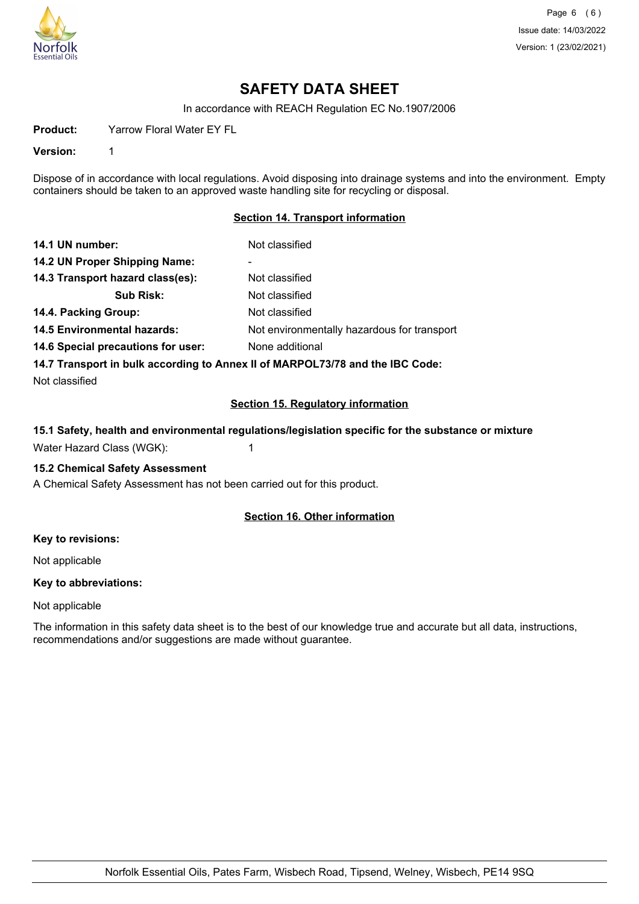# SAFETY DATA SHEET

In accordance with REACH Regulation EC No.1907/2006

**Product:** Yarrow Floral Water EY FL

**Version:** 1

Dispose of in accordance with local regulations. Avoid disposing into drainage systems and into the environment. Empty containers should be taken to an approved waste handling site for recycling or disposal.

## Section 14. Transport information

| | |
|---|---|
| **14.1 UN number:** | Not classified |
| **14.2 UN Proper Shipping Name:** | - |
| **14.3 Transport hazard class(es):** | Not classified |
| **Sub Risk:** | Not classified |
| **14.4. Packing Group:** | Not classified |
| **14.5 Environmental hazards:** | Not environmentally hazardous for transport |
| **14.6 Special precautions for user:** | None additional |

**14.7 Transport in bulk according to Annex II of MARPOL73/78 and the IBC Code:**

Not classified

## Section 15. Regulatory information

**15.1 Safety, health and environmental regulations/legislation specific for the substance or mixture**

Water Hazard Class (WGK): 1

**15.2 Chemical Safety Assessment**

A Chemical Safety Assessment has not been carried out for this product.

## Section 16. Other information

**Key to revisions:**

Not applicable

**Key to abbreviations:**

Not applicable

The information in this safety data sheet is to the best of our knowledge true and accurate but all data, instructions, recommendations and/or suggestions are made without guarantee.